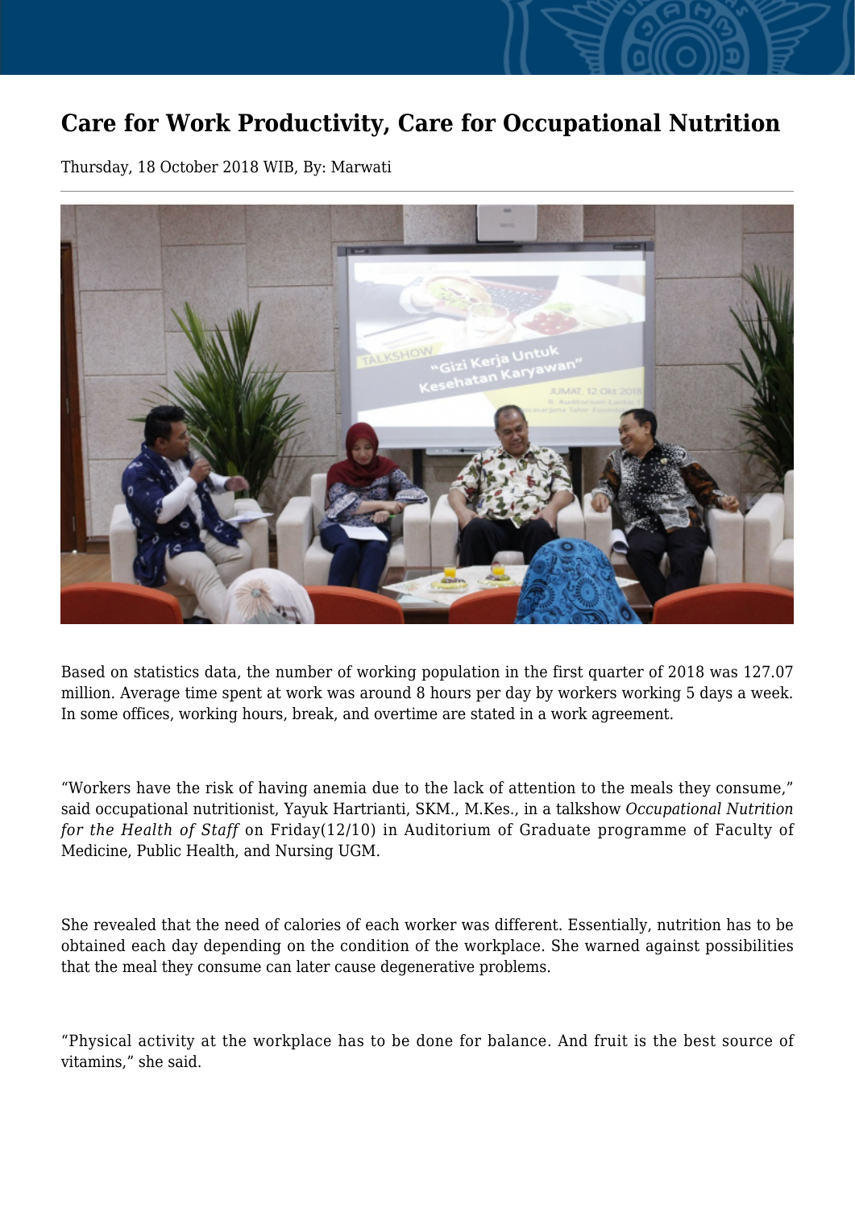# Care for Work Productivity, Care for Occupational Nutrition

Thursday, 18 October 2018 WIB, By: Marwati

Based on statistics data, the number of working population in the first quarter of 2018 was 127.07 million. Average time spent at work was around 8 hours per day by workers working 5 days a week. In some offices, working hours, break, and overtime are stated in a work agreement.

"Workers have the risk of having anemia due to the lack of attention to the meals they consume," said occupational nutritionist, Yayuk Hartrianti, SKM., M.Kes., in a talkshow *Occupational Nutrition for the Health of Staff* on Friday(12/10) in Auditorium of Graduate programme of Faculty of Medicine, Public Health, and Nursing UGM.

She revealed that the need of calories of each worker was different. Essentially, nutrition has to be obtained each day depending on the condition of the workplace. She warned against possibilities that the meal they consume can later cause degenerative problems.

"Physical activity at the workplace has to be done for balance. And fruit is the best source of vitamins," she said.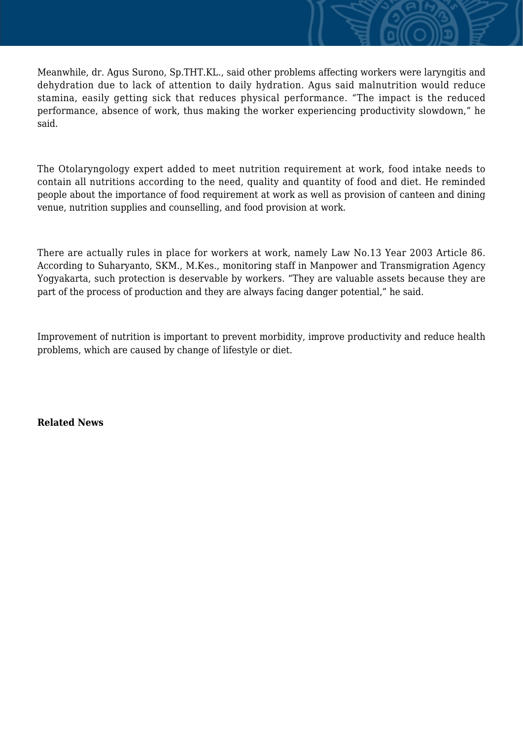Meanwhile, dr. Agus Surono, Sp.THT.KL., said other problems affecting workers were laryngitis and dehydration due to lack of attention to daily hydration. Agus said malnutrition would reduce stamina, easily getting sick that reduces physical performance. "The impact is the reduced performance, absence of work, thus making the worker experiencing productivity slowdown," he said.

The Otolaryngology expert added to meet nutrition requirement at work, food intake needs to contain all nutritions according to the need, quality and quantity of food and diet. He reminded people about the importance of food requirement at work as well as provision of canteen and dining venue, nutrition supplies and counselling, and food provision at work.

There are actually rules in place for workers at work, namely Law No.13 Year 2003 Article 86. According to Suharyanto, SKM., M.Kes., monitoring staff in Manpower and Transmigration Agency Yogyakarta, such protection is deservable by workers. "They are valuable assets because they are part of the process of production and they are always facing danger potential," he said.

Improvement of nutrition is important to prevent morbidity, improve productivity and reduce health problems, which are caused by change of lifestyle or diet.

**Related News**